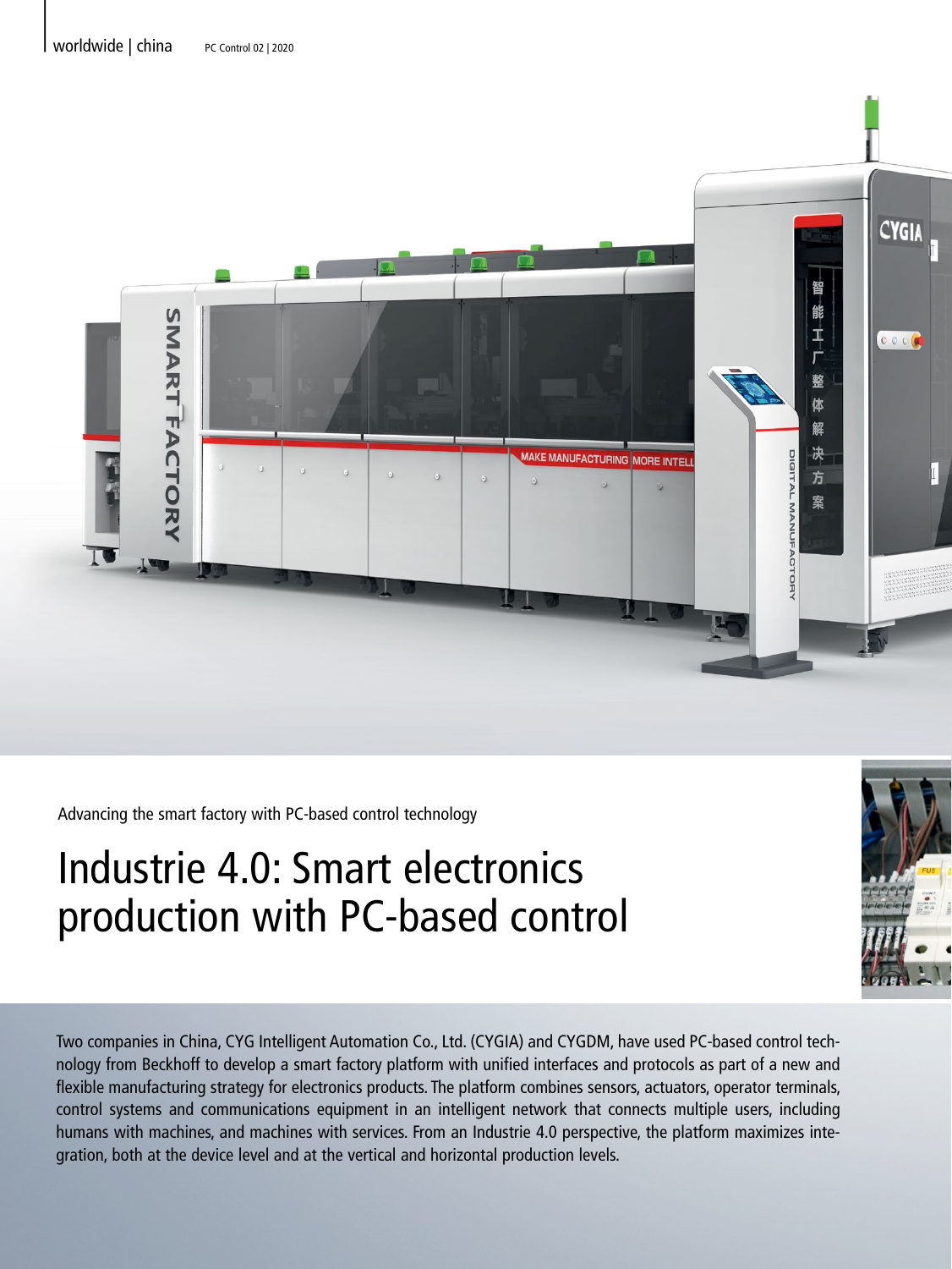Advancing the smart factory with PC-based control technology

# Industrie 4.0: Smart electronics production with PC-based control

Two companies in China, CYG Intelligent Automation Co., Ltd. (CYGIA) and CYGDM, have used PC-based control technology from Beckhoff to develop a smart factory platform with unified interfaces and protocols as part of a new and flexible manufacturing strategy for electronics products. The platform combines sensors, actuators, operator terminals, control systems and communications equipment in an intelligent network that connects multiple users, including humans with machines, and machines with services. From an Industrie 4.0 perspective, the platform maximizes integration, both at the device level and at the vertical and horizontal production levels.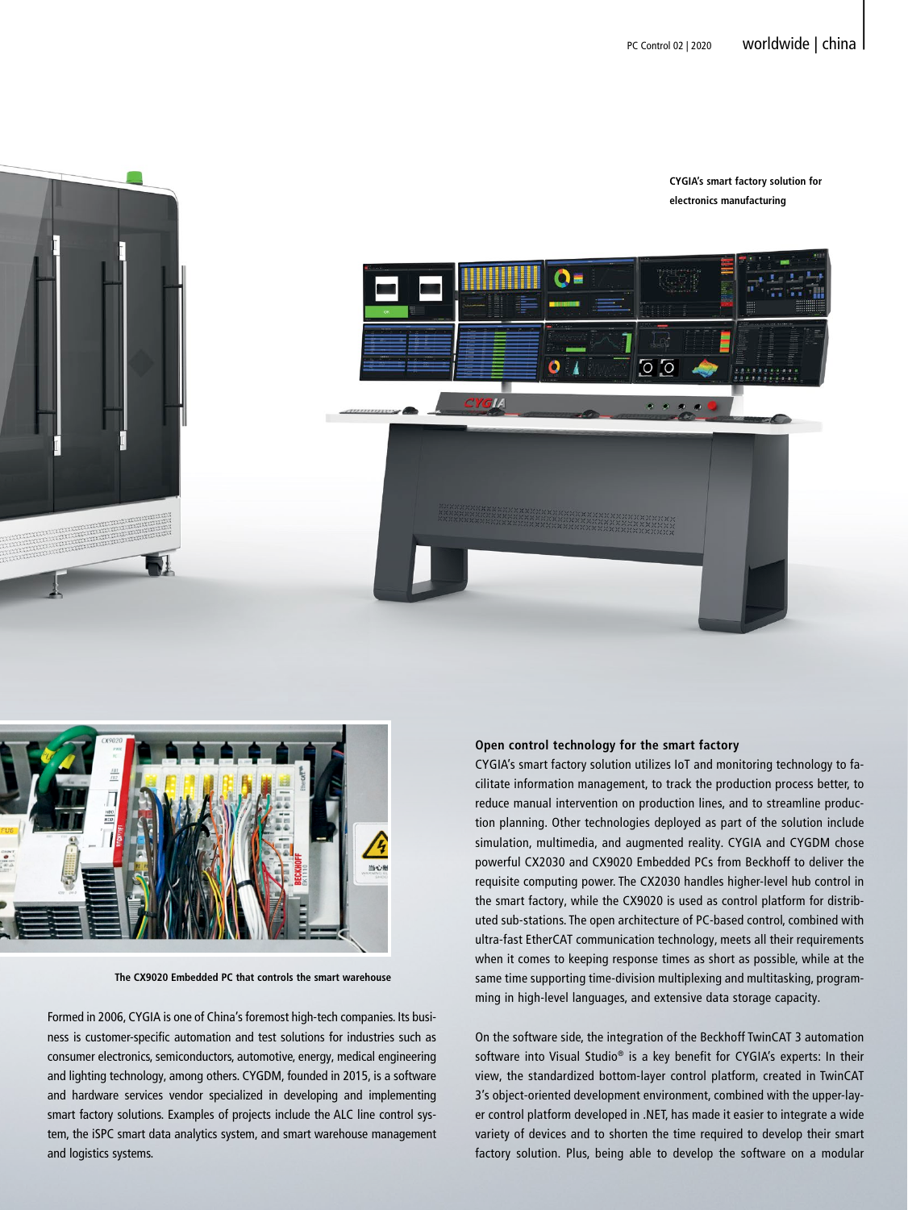CYGIA's smart factory solution for electronics manufacturing

The CX9020 Embedded PC that controls the smart warehouse

Formed in 2006, CYGIA is one of China's foremost high-tech companies. Its business is customer-specific automation and test solutions for industries such as consumer electronics, semiconductors, automotive, energy, medical engineering and lighting technology, among others. CYGDM, founded in 2015, is a software and hardware services vendor specialized in developing and implementing smart factory solutions. Examples of projects include the ALC line control system, the iSPC smart data analytics system, and smart warehouse management and logistics systems.

### Open control technology for the smart factory

CYGIA's smart factory solution utilizes IoT and monitoring technology to facilitate information management, to track the production process better, to reduce manual intervention on production lines, and to streamline production planning. Other technologies deployed as part of the solution include simulation, multimedia, and augmented reality. CYGIA and CYGDM chose powerful CX2030 and CX9020 Embedded PCs from Beckhoff to deliver the requisite computing power. The CX2030 handles higher-level hub control in the smart factory, while the CX9020 is used as control platform for distributed sub-stations. The open architecture of PC-based control, combined with ultra-fast EtherCAT communication technology, meets all their requirements when it comes to keeping response times as short as possible, while at the same time supporting time-division multiplexing and multitasking, programming in high-level languages, and extensive data storage capacity.

On the software side, the integration of the Beckhoff TwinCAT 3 automation software into Visual Studio® is a key benefit for CYGIA's experts: In their view, the standardized bottom-layer control platform, created in TwinCAT 3's object-oriented development environment, combined with the upper-layer control platform developed in .NET, has made it easier to integrate a wide variety of devices and to shorten the time required to develop their smart factory solution. Plus, being able to develop the software on a modular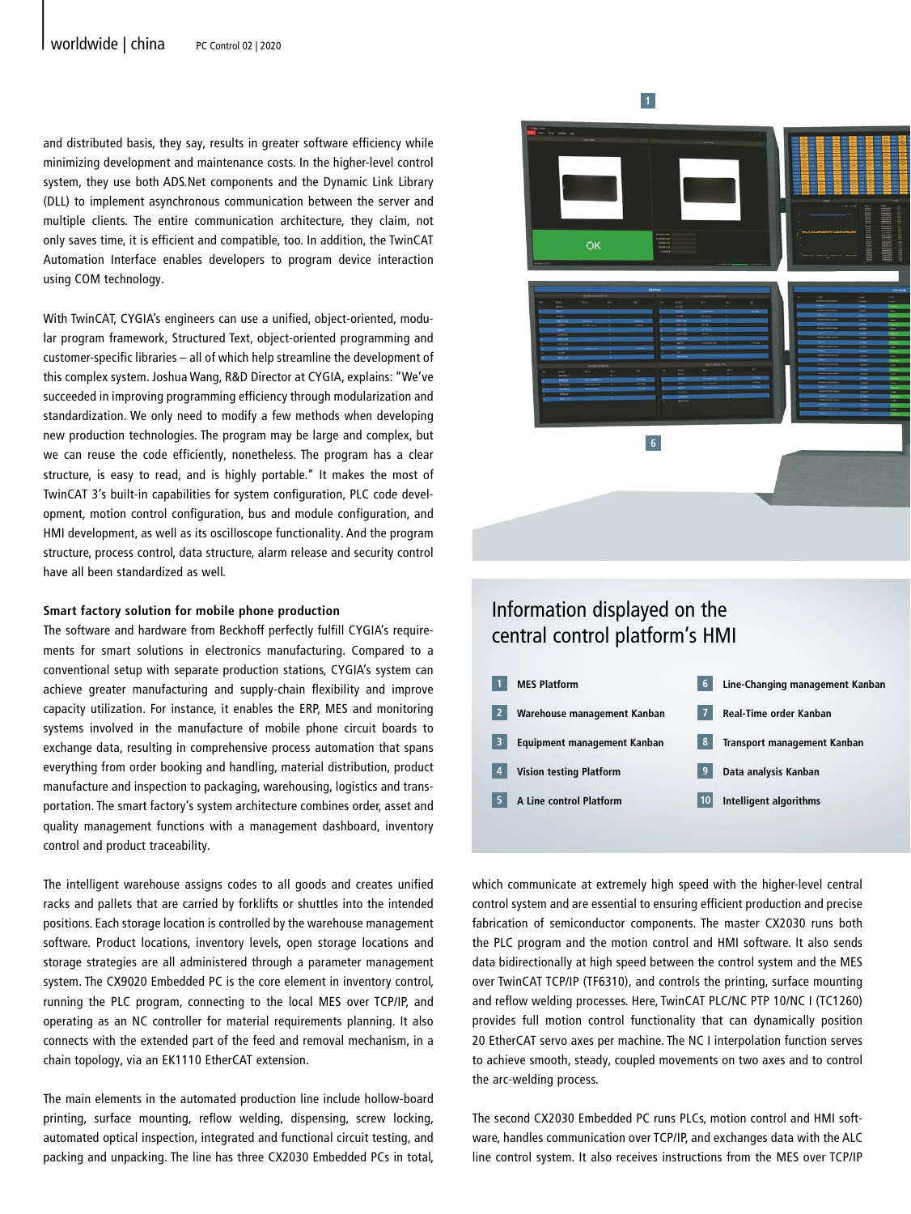and distributed basis, they say, results in greater software efficiency while minimizing development and maintenance costs. In the higher-level control system, they use both ADS.Net components and the Dynamic Link Library (DLL) to implement asynchronous communication between the server and multiple clients. The entire communication architecture, they claim, not only saves time, it is efficient and compatible, too. In addition, the TwinCAT Automation Interface enables developers to program device interaction using COM technology.

With TwinCAT, CYGIA's engineers can use a unified, object-oriented, modular program framework, Structured Text, object-oriented programming and customer-specific libraries – all of which help streamline the development of this complex system. Joshua Wang, R&D Director at CYGIA, explains: "We've succeeded in improving programming efficiency through modularization and standardization. We only need to modify a few methods when developing new production technologies. The program may be large and complex, but we can reuse the code efficiently, nonetheless. The program has a clear structure, is easy to read, and is highly portable." It makes the most of TwinCAT 3's built-in capabilities for system configuration, PLC code development, motion control configuration, bus and module configuration, and HMI development, as well as its oscilloscope functionality. And the program structure, process control, data structure, alarm release and security control have all been standardized as well.

**Smart factory solution for mobile phone production**

The software and hardware from Beckhoff perfectly fulfill CYGIA's requirements for smart solutions in electronics manufacturing. Compared to a conventional setup with separate production stations, CYGIA's system can achieve greater manufacturing and supply-chain flexibility and improve capacity utilization. For instance, it enables the ERP, MES and monitoring systems involved in the manufacture of mobile phone circuit boards to exchange data, resulting in comprehensive process automation that spans everything from order booking and handling, material distribution, product manufacture and inspection to packaging, warehousing, logistics and transportation. The smart factory's system architecture combines order, asset and quality management functions with a management dashboard, inventory control and product traceability.

The intelligent warehouse assigns codes to all goods and creates unified racks and pallets that are carried by forklifts or shuttles into the intended positions. Each storage location is controlled by the warehouse management software. Product locations, inventory levels, open storage locations and storage strategies are all administered through a parameter management system. The CX9020 Embedded PC is the core element in inventory control, running the PLC program, connecting to the local MES over TCP/IP, and operating as an NC controller for material requirements planning. It also connects with the extended part of the feed and removal mechanism, in a chain topology, via an EK1110 EtherCAT extension.

The main elements in the automated production line include hollow-board printing, surface mounting, reflow welding, dispensing, screw locking, automated optical inspection, integrated and functional circuit testing, and packing and unpacking. The line has three CX2030 Embedded PCs in total, which communicate at extremely high speed with the higher-level central control system and are essential to ensuring efficient production and precise fabrication of semiconductor components. The master CX2030 runs both the PLC program and the motion control and HMI software. It also sends data bidirectionally at high speed between the control system and the MES over TwinCAT TCP/IP (TF6310), and controls the printing, surface mounting and reflow welding processes. Here, TwinCAT PLC/NC PTP 10/NC I (TC1260) provides full motion control functionality that can dynamically position 20 EtherCAT servo axes per machine. The NC I interpolation function serves to achieve smooth, steady, coupled movements on two axes and to control the arc-welding process.

The second CX2030 Embedded PC runs PLCs, motion control and HMI software, handles communication over TCP/IP, and exchanges data with the ALC line control system. It also receives instructions from the MES over TCP/IP

## Information displayed on the central control platform's HMI

1. MES Platform
2. Warehouse management Kanban
3. Equipment management Kanban
4. Vision testing Platform
5. A Line control Platform
6. Line-Changing management Kanban
7. Real-Time order Kanban
8. Transport management Kanban
9. Data analysis Kanban
10. Intelligent algorithms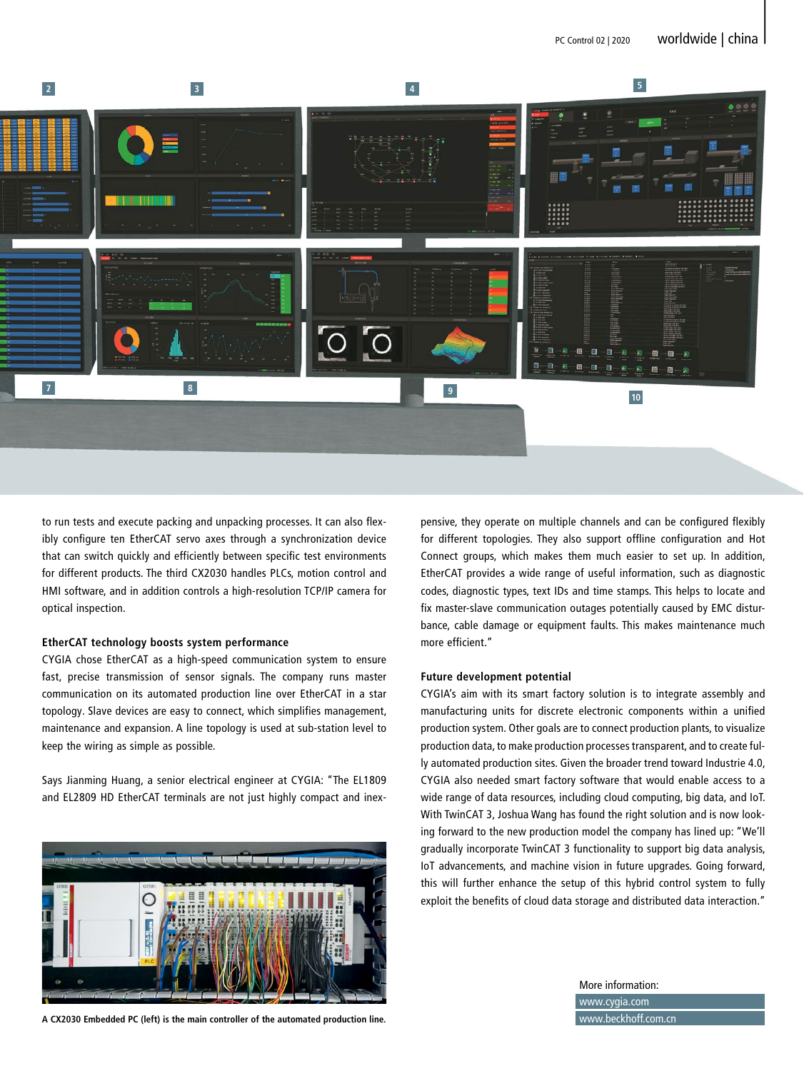to run tests and execute packing and unpacking processes. It can also flexibly configure ten EtherCAT servo axes through a synchronization device that can switch quickly and efficiently between specific test environments for different products. The third CX2030 handles PLCs, motion control and HMI software, and in addition controls a high-resolution TCP/IP camera for optical inspection.

**EtherCAT technology boosts system performance**

CYGIA chose EtherCAT as a high-speed communication system to ensure fast, precise transmission of sensor signals. The company runs master communication on its automated production line over EtherCAT in a star topology. Slave devices are easy to connect, which simplifies management, maintenance and expansion. A line topology is used at sub-station level to keep the wiring as simple as possible.

Says Jianming Huang, a senior electrical engineer at CYGIA: "The EL1809 and EL2809 HD EtherCAT terminals are not just highly compact and inexpensive, they operate on multiple channels and can be configured flexibly for different topologies. They also support offline configuration and Hot Connect groups, which makes them much easier to set up. In addition, EtherCAT provides a wide range of useful information, such as diagnostic codes, diagnostic types, text IDs and time stamps. This helps to locate and fix master-slave communication outages potentially caused by EMC disturbance, cable damage or equipment faults. This makes maintenance much more efficient."

A CX2030 Embedded PC (left) is the main controller of the automated production line.

**Future development potential**

CYGIA's aim with its smart factory solution is to integrate assembly and manufacturing units for discrete electronic components within a unified production system. Other goals are to connect production plants, to visualize production data, to make production processes transparent, and to create fully automated production sites. Given the broader trend toward Industrie 4.0, CYGIA also needed smart factory software that would enable access to a wide range of data resources, including cloud computing, big data, and IoT. With TwinCAT 3, Joshua Wang has found the right solution and is now looking forward to the new production model the company has lined up: "We'll gradually incorporate TwinCAT 3 functionality to support big data analysis, IoT advancements, and machine vision in future upgrades. Going forward, this will further enhance the setup of this hybrid control system to fully exploit the benefits of cloud data storage and distributed data interaction."

More information:
www.cygia.com
www.beckhoff.com.cn